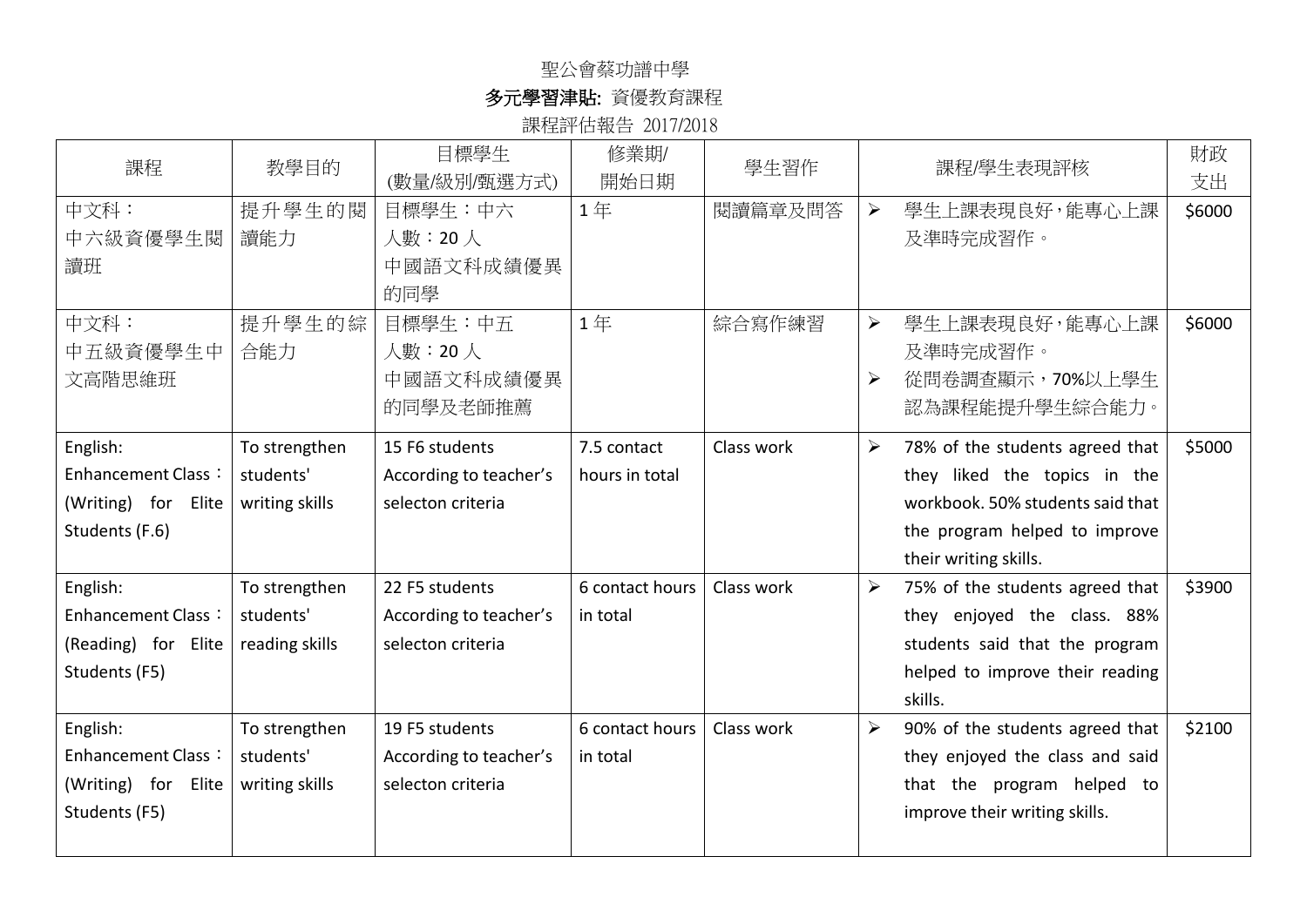聖公會蔡功譜中學

**多元學習津貼:** 資優教育課程

課程評估報告 2017/2018

| 課程 | 教學目的 | 目標學生<br>(數量/級別/甄選方式) | 修業期/<br>開始日期 | 學生習作 | 課程/學生表現評核 | 財政<br>支出 |
|---|---|---|---|---|---|---|
| 中文科：<br>中六級資優學生閱讀班 | 提升學生的閱讀能力 | 目標學生：中六<br>人數：20 人<br>中國語文科成績優異的同學 | 1 年 | 閱讀篇章及問答 | ➢ 學生上課表現良好，能專心上課及準時完成習作。 | $6000 |
| 中文科：<br>中五級資優學生中文高階思維班 | 提升學生的綜合能力 | 目標學生：中五<br>人數：20 人<br>中國語文科成績優異的同學及老師推薦 | 1 年 | 綜合寫作練習 | ➢ 學生上課表現良好，能專心上課及準時完成習作。<br>➢ 從問卷調查顯示，70%以上學生認為課程能提升學生綜合能力。 | $6000 |
| English:<br>Enhancement Class：(Writing) for Elite Students (F.6) | To strengthen students' writing skills | 15 F6 students<br>According to teacher's selecton criteria | 7.5 contact hours in total | Class work | ➢ 78% of the students agreed that they liked the topics in the workbook. 50% students said that the program helped to improve their writing skills. | $5000 |
| English:<br>Enhancement Class：(Reading) for Elite Students (F5) | To strengthen students' reading skills | 22 F5 students<br>According to teacher's selecton criteria | 6 contact hours in total | Class work | ➢ 75% of the students agreed that they enjoyed the class. 88% students said that the program helped to improve their reading skills. | $3900 |
| English:<br>Enhancement Class：(Writing) for Elite Students (F5) | To strengthen students' writing skills | 19 F5 students<br>According to teacher's selecton criteria | 6 contact hours in total | Class work | ➢ 90% of the students agreed that they enjoyed the class and said that the program helped to improve their writing skills. | $2100 |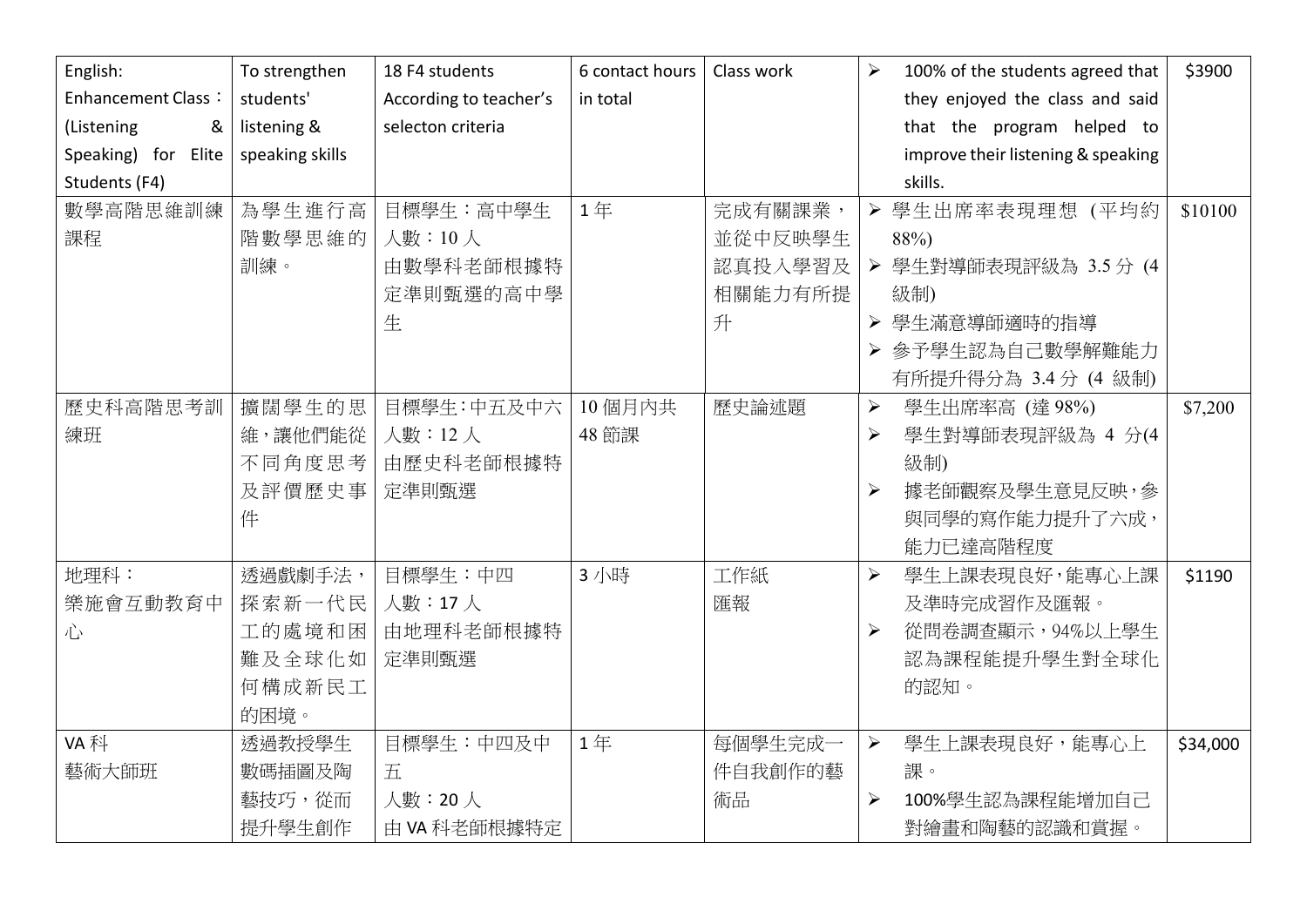| English: Enhancement Class：(Listening & Speaking) for Elite Students (F4) | To strengthen students' listening & speaking skills | 18 F4 students According to teacher's selecton criteria | 6 contact hours in total | Class work | ➢ 100% of the students agreed that they enjoyed the class and said that the program helped to improve their listening & speaking skills. | $3900 |
|---|---|---|---|---|---|---|
| 數學高階思維訓練課程 | 為學生進行高階數學思維的訓練。 | 目標學生：高中學生<br>人數：10 人<br>由數學科老師根據特定準則甄選的高中學生 | 1 年 | 完成有關課業，並從中反映學生認真投入學習及相關能力有所提升 | ➢ 學生出席率表現理想 (平均約 88%)<br>➢ 學生對導師表現評級為 3.5 分 (4 級制)<br>➢ 學生滿意導師適時的指導<br>➢ 參予學生認為自己數學解難能力有所提升得分為 3.4 分 (4 級制) | $10100 |
| 歷史科高階思考訓練班 | 擴闊學生的思維，讓他們能從不同角度思考及評價歷史事件 | 目標學生:中五及中六<br>人數：12 人<br>由歷史科老師根據特定準則甄選 | 10 個月內共 48 節課 | 歷史論述題 | ➢ 學生出席率高 (達 98%)<br>➢ 學生對導師表現評級為 4 分(4 級制)<br>➢ 據老師觀察及學生意見反映，參與同學的寫作能力提升了六成，能力已達高階程度 | $7,200 |
| 地理科：樂施會互動教育中心 | 透過戲劇手法，探索新一代民工的處境和困難及全球化如何構成新民工的困境。 | 目標學生：中四<br>人數：17 人<br>由地理科老師根據特定準則甄選 | 3 小時 | 工作紙<br>匯報 | ➢ 學生上課表現良好，能專心上課及準時完成習作及匯報。<br>➢ 從問卷調查顯示，94%以上學生認為課程能提升學生對全球化的認知。 | $1190 |
| VA 科<br>藝術大師班 | 透過教授學生數碼插圖及陶藝技巧，從而提升學生創作 | 目標學生：中四及中五<br>人數：20 人<br>由 VA 科老師根據特定 | 1 年 | 每個學生完成一件自我創作的藝術品 | ➢ 學生上課表現良好，能專心上課。<br>➢ 100%學生認為課程能增加自己對繪畫和陶藝的認識和賞握。 | $34,000 |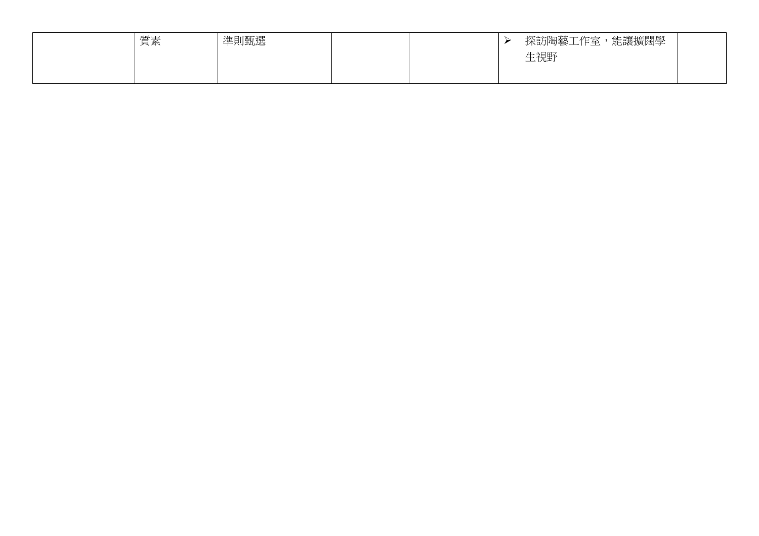| | | | | | | |
|---|---|---|---|---|---|---|
| | 質素 | 準則甄選 | | | ➢ 採訪陶藝工作室，能讓擴闊學生視野 | |